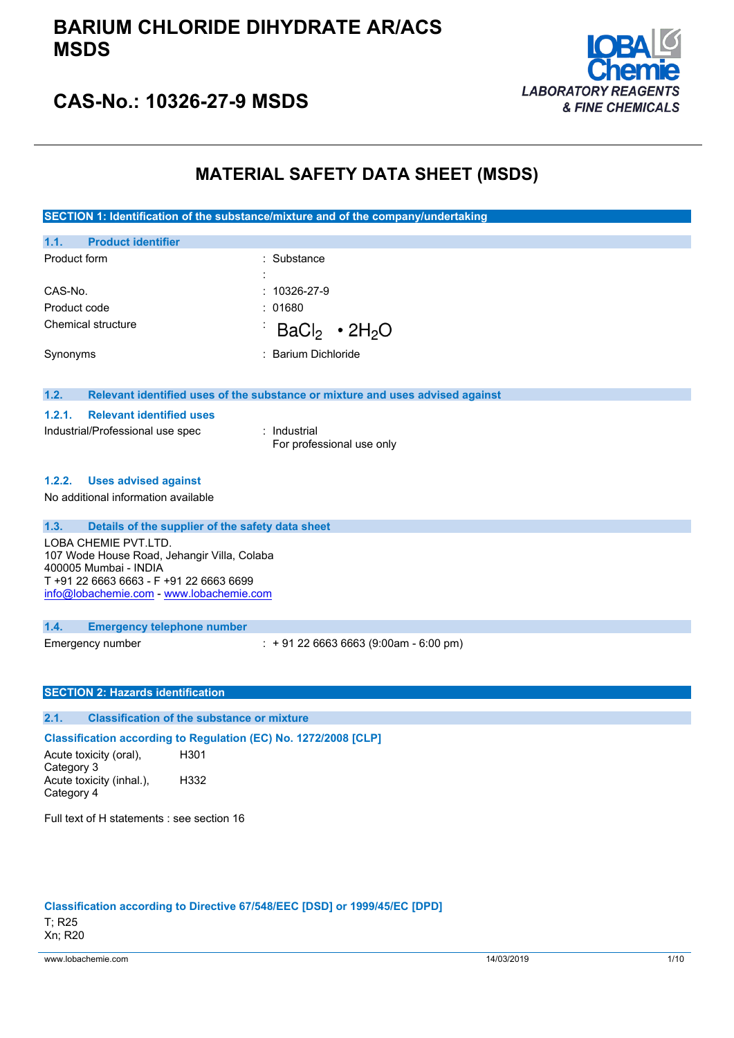# BARIUM CHLORIDE DIHYDRATE AR/ACS MSDS

## CAS-No.: 10326-27-9 MSDS

LOBA Chemie
*LABORATORY REAGENTS & FINE CHEMICALS*

# MATERIAL SAFETY DATA SHEET (MSDS)

## SECTION 1: Identification of the substance/mixture and of the company/undertaking

### 1.1. Product identifier

| | |
|---|---|
| Product form | : Substance |
| | : |
| CAS-No. | : 10326-27-9 |
| Product code | : 01680 |
| Chemical structure | : $BaCl_2 \cdot 2H_2O$ |
| Synonyms | : Barium Dichloride |

### 1.2. Relevant identified uses of the substance or mixture and uses advised against

#### 1.2.1. Relevant identified uses

| | |
|---|---|
| Industrial/Professional use spec | : Industrial<br>For professional use only |

#### 1.2.2. Uses advised against

No additional information available

### 1.3. Details of the supplier of the safety data sheet

LOBA CHEMIE PVT.LTD.
107 Wode House Road, Jehangir Villa, Colaba
400005 Mumbai - INDIA
T +91 22 6663 6663 - F +91 22 6663 6699
info@lobachemie.com - www.lobachemie.com

### 1.4. Emergency telephone number

| | |
|---|---|
| Emergency number | : + 91 22 6663 6663 (9:00am - 6:00 pm) |

## SECTION 2: Hazards identification

### 2.1. Classification of the substance or mixture

**Classification according to Regulation (EC) No. 1272/2008 [CLP]**

| | |
|---|---|
| Acute toxicity (oral), Category 3 | H301 |
| Acute toxicity (inhal.), Category 4 | H332 |

Full text of H statements : see section 16

**Classification according to Directive 67/548/EEC [DSD] or 1999/45/EC [DPD]**

T; R25
Xn; R20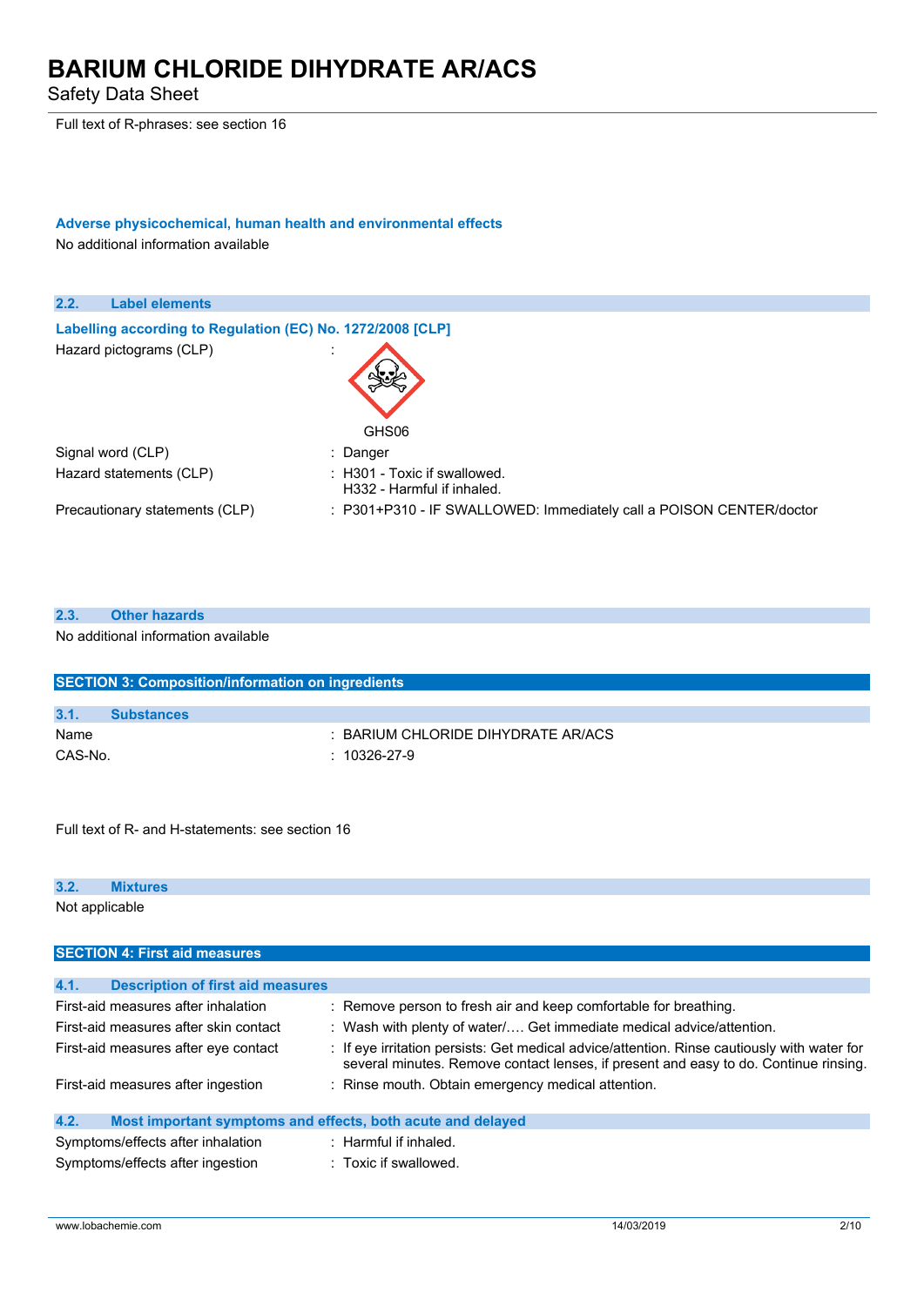Full text of R-phrases: see section 16

### Adverse physicochemical, human health and environmental effects

No additional information available

## 2.2. Label elements

### Labelling according to Regulation (EC) No. 1272/2008 [CLP]

| | |
|---|---|
| Hazard pictograms (CLP) | : GHS06 |
| Signal word (CLP) | : Danger |
| Hazard statements (CLP) | : H301 - Toxic if swallowed.<br>H332 - Harmful if inhaled. |
| Precautionary statements (CLP) | : P301+P310 - IF SWALLOWED: Immediately call a POISON CENTER/doctor |

## 2.3. Other hazards

No additional information available

# SECTION 3: Composition/information on ingredients

## 3.1. Substances

| | |
|---|---|
| Name | : BARIUM CHLORIDE DIHYDRATE AR/ACS |
| CAS-No. | : 10326-27-9 |

Full text of R- and H-statements: see section 16

## 3.2. Mixtures

Not applicable

# SECTION 4: First aid measures

## 4.1. Description of first aid measures

| | |
|---|---|
| First-aid measures after inhalation | : Remove person to fresh air and keep comfortable for breathing. |
| First-aid measures after skin contact | : Wash with plenty of water/…. Get immediate medical advice/attention. |
| First-aid measures after eye contact | : If eye irritation persists: Get medical advice/attention. Rinse cautiously with water for several minutes. Remove contact lenses, if present and easy to do. Continue rinsing. |
| First-aid measures after ingestion | : Rinse mouth. Obtain emergency medical attention. |

## 4.2. Most important symptoms and effects, both acute and delayed

| | |
|---|---|
| Symptoms/effects after inhalation | : Harmful if inhaled. |
| Symptoms/effects after ingestion | : Toxic if swallowed. |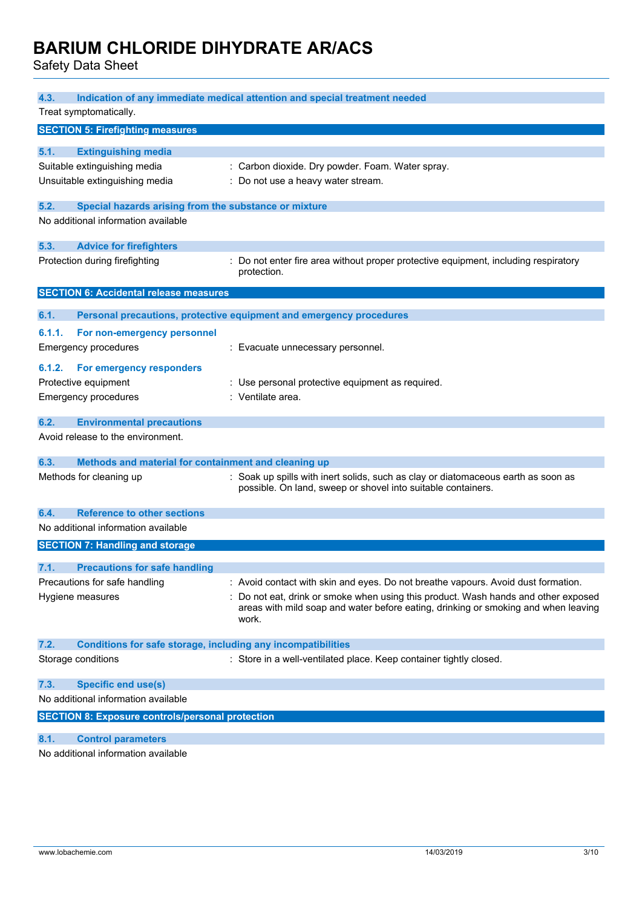### 4.3. Indication of any immediate medical attention and special treatment needed

Treat symptomatically.

## SECTION 5: Firefighting measures

### 5.1. Extinguishing media

Suitable extinguishing media : Carbon dioxide. Dry powder. Foam. Water spray.

Unsuitable extinguishing media : Do not use a heavy water stream.

### 5.2. Special hazards arising from the substance or mixture

No additional information available

### 5.3. Advice for firefighters

Protection during firefighting : Do not enter fire area without proper protective equipment, including respiratory protection.

## SECTION 6: Accidental release measures

### 6.1. Personal precautions, protective equipment and emergency procedures

#### 6.1.1. For non-emergency personnel

Emergency procedures : Evacuate unnecessary personnel.

#### 6.1.2. For emergency responders

Protective equipment : Use personal protective equipment as required.

Emergency procedures : Ventilate area.

### 6.2. Environmental precautions

Avoid release to the environment.

### 6.3. Methods and material for containment and cleaning up

Methods for cleaning up : Soak up spills with inert solids, such as clay or diatomaceous earth as soon as possible. On land, sweep or shovel into suitable containers.

### 6.4. Reference to other sections

No additional information available

## SECTION 7: Handling and storage

### 7.1. Precautions for safe handling

Precautions for safe handling : Avoid contact with skin and eyes. Do not breathe vapours. Avoid dust formation.

Hygiene measures : Do not eat, drink or smoke when using this product. Wash hands and other exposed areas with mild soap and water before eating, drinking or smoking and when leaving work.

### 7.2. Conditions for safe storage, including any incompatibilities

Storage conditions : Store in a well-ventilated place. Keep container tightly closed.

### 7.3. Specific end use(s)

No additional information available

## SECTION 8: Exposure controls/personal protection

### 8.1. Control parameters

No additional information available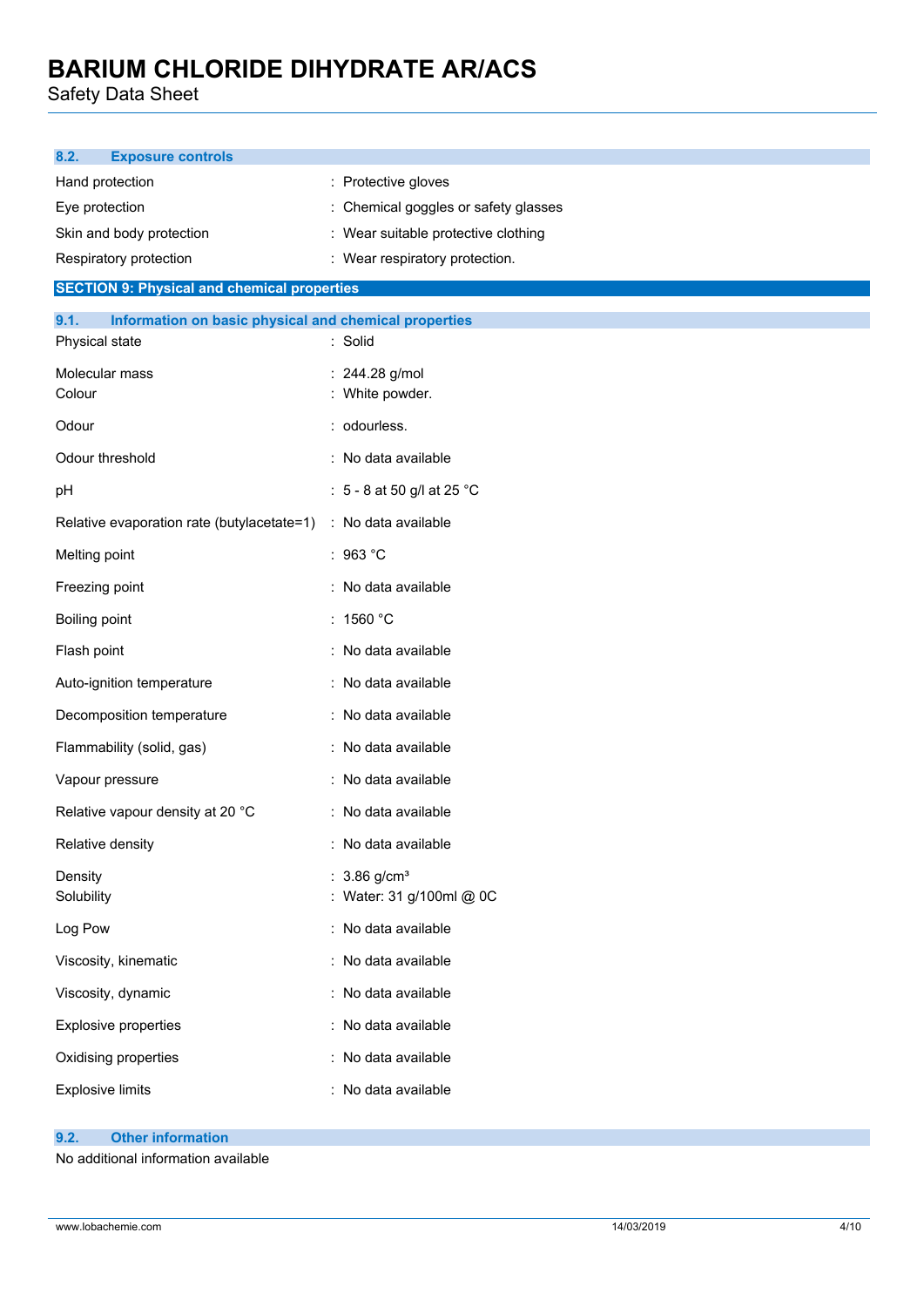### 8.2. Exposure controls

| | |
|---|---|
| Hand protection | : Protective gloves |
| Eye protection | : Chemical goggles or safety glasses |
| Skin and body protection | : Wear suitable protective clothing |
| Respiratory protection | : Wear respiratory protection. |

## SECTION 9: Physical and chemical properties

### 9.1. Information on basic physical and chemical properties

| | |
|---|---|
| Physical state | : Solid |
| Molecular mass | : 244.28 g/mol |
| Colour | : White powder. |
| Odour | : odourless. |
| Odour threshold | : No data available |
| pH | : 5 - 8 at 50 g/l at 25 °C |
| Relative evaporation rate (butylacetate=1) | : No data available |
| Melting point | : 963 °C |
| Freezing point | : No data available |
| Boiling point | : 1560 °C |
| Flash point | : No data available |
| Auto-ignition temperature | : No data available |
| Decomposition temperature | : No data available |
| Flammability (solid, gas) | : No data available |
| Vapour pressure | : No data available |
| Relative vapour density at 20 °C | : No data available |
| Relative density | : No data available |
| Density | : 3.86 g/cm³ |
| Solubility | : Water: 31 g/100ml @ 0C |
| Log Pow | : No data available |
| Viscosity, kinematic | : No data available |
| Viscosity, dynamic | : No data available |
| Explosive properties | : No data available |
| Oxidising properties | : No data available |
| Explosive limits | : No data available |

### 9.2. Other information

No additional information available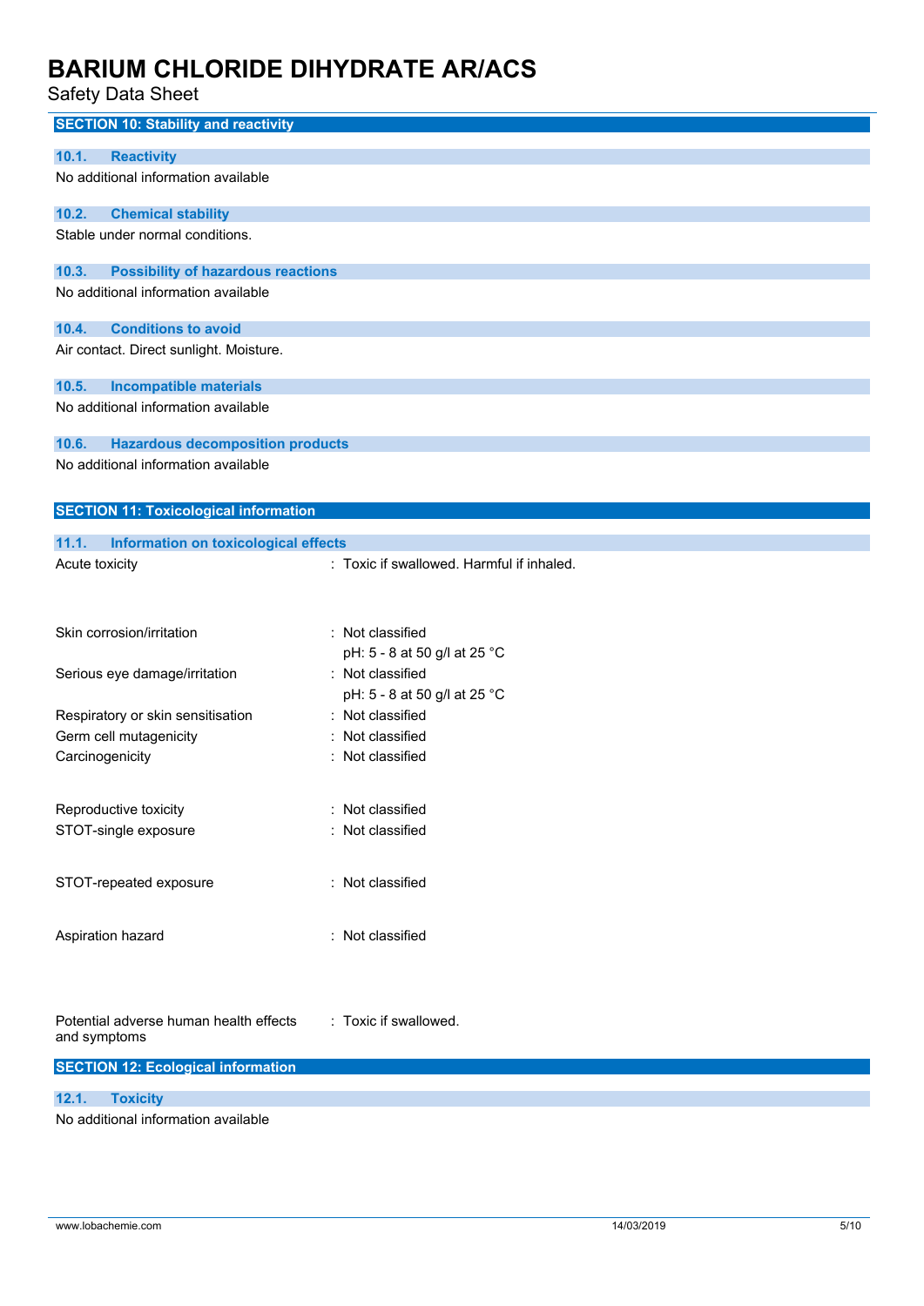## SECTION 10: Stability and reactivity

### 10.1. Reactivity

No additional information available

### 10.2. Chemical stability

Stable under normal conditions.

### 10.3. Possibility of hazardous reactions

No additional information available

### 10.4. Conditions to avoid

Air contact. Direct sunlight. Moisture.

### 10.5. Incompatible materials

No additional information available

### 10.6. Hazardous decomposition products

No additional information available

## SECTION 11: Toxicological information

### 11.1. Information on toxicological effects

| | |
|---|---|
| Acute toxicity | : Toxic if swallowed. Harmful if inhaled. |
| Skin corrosion/irritation | : Not classified<br>pH: 5 - 8 at 50 g/l at 25 °C |
| Serious eye damage/irritation | : Not classified<br>pH: 5 - 8 at 50 g/l at 25 °C |
| Respiratory or skin sensitisation | : Not classified |
| Germ cell mutagenicity | : Not classified |
| Carcinogenicity | : Not classified |
| Reproductive toxicity | : Not classified |
| STOT-single exposure | : Not classified |
| STOT-repeated exposure | : Not classified |
| Aspiration hazard | : Not classified |
| Potential adverse human health effects and symptoms | : Toxic if swallowed. |

## SECTION 12: Ecological information

### 12.1. Toxicity

No additional information available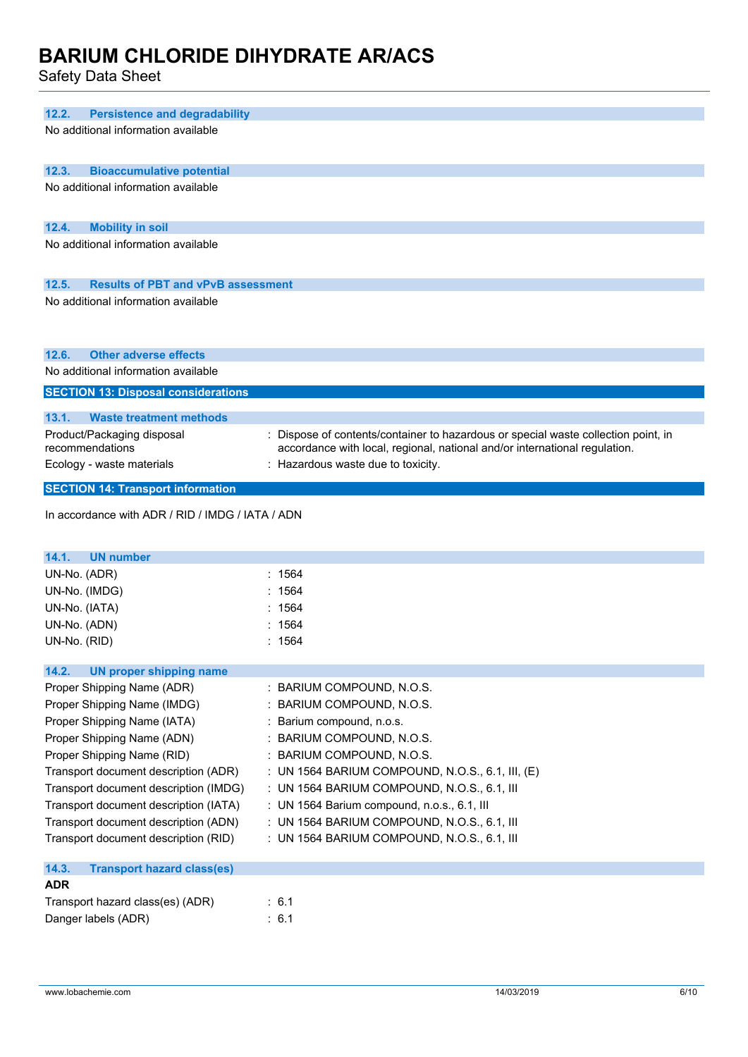### 12.2. Persistence and degradability

No additional information available

### 12.3. Bioaccumulative potential

No additional information available

### 12.4. Mobility in soil

No additional information available

### 12.5. Results of PBT and vPvB assessment

No additional information available

### 12.6. Other adverse effects

No additional information available

## SECTION 13: Disposal considerations

### 13.1. Waste treatment methods

| | |
|---|---|
| Product/Packaging disposal recommendations | : Dispose of contents/container to hazardous or special waste collection point, in accordance with local, regional, national and/or international regulation. |
| Ecology - waste materials | : Hazardous waste due to toxicity. |

## SECTION 14: Transport information

In accordance with ADR / RID / IMDG / IATA / ADN

### 14.1. UN number

| | |
|---|---|
| UN-No. (ADR) | : 1564 |
| UN-No. (IMDG) | : 1564 |
| UN-No. (IATA) | : 1564 |
| UN-No. (ADN) | : 1564 |
| UN-No. (RID) | : 1564 |

### 14.2. UN proper shipping name

| | |
|---|---|
| Proper Shipping Name (ADR) | : BARIUM COMPOUND, N.O.S. |
| Proper Shipping Name (IMDG) | : BARIUM COMPOUND, N.O.S. |
| Proper Shipping Name (IATA) | : Barium compound, n.o.s. |
| Proper Shipping Name (ADN) | : BARIUM COMPOUND, N.O.S. |
| Proper Shipping Name (RID) | : BARIUM COMPOUND, N.O.S. |
| Transport document description (ADR) | : UN 1564 BARIUM COMPOUND, N.O.S., 6.1, III, (E) |
| Transport document description (IMDG) | : UN 1564 BARIUM COMPOUND, N.O.S., 6.1, III |
| Transport document description (IATA) | : UN 1564 Barium compound, n.o.s., 6.1, III |
| Transport document description (ADN) | : UN 1564 BARIUM COMPOUND, N.O.S., 6.1, III |
| Transport document description (RID) | : UN 1564 BARIUM COMPOUND, N.O.S., 6.1, III |

### 14.3. Transport hazard class(es)

**ADR**

| | |
|---|---|
| Transport hazard class(es) (ADR) | : 6.1 |
| Danger labels (ADR) | : 6.1 |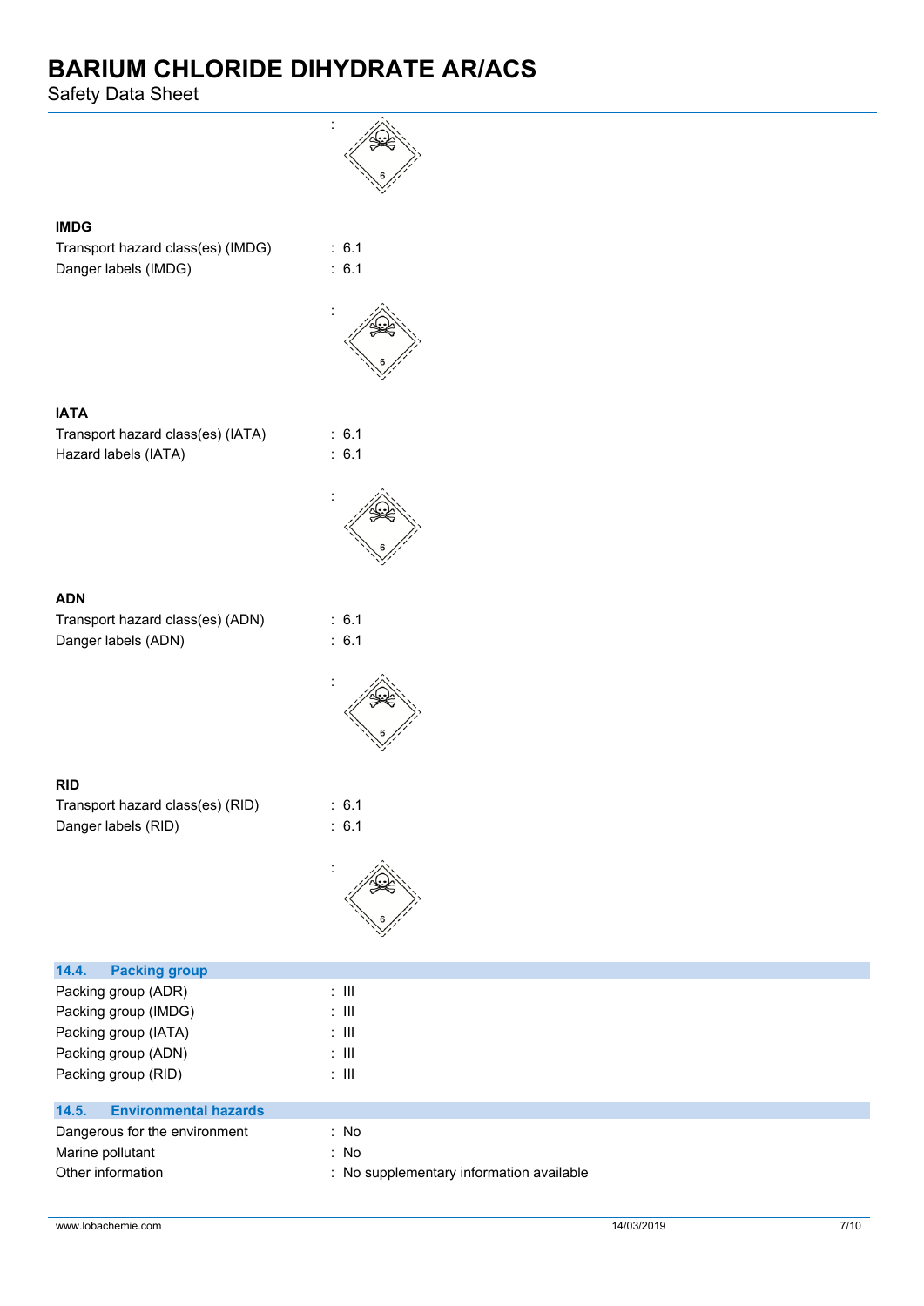:

**IMDG**

Transport hazard class(es) (IMDG) : 6.1
Danger labels (IMDG) : 6.1

:

**IATA**

Transport hazard class(es) (IATA) : 6.1
Hazard labels (IATA) : 6.1

:

**ADN**

Transport hazard class(es) (ADN) : 6.1
Danger labels (ADN) : 6.1

:

**RID**

Transport hazard class(es) (RID) : 6.1
Danger labels (RID) : 6.1

:

## 14.4. Packing group

Packing group (ADR) : III
Packing group (IMDG) : III
Packing group (IATA) : III
Packing group (ADN) : III
Packing group (RID) : III

## 14.5. Environmental hazards

Dangerous for the environment : No
Marine pollutant : No
Other information : No supplementary information available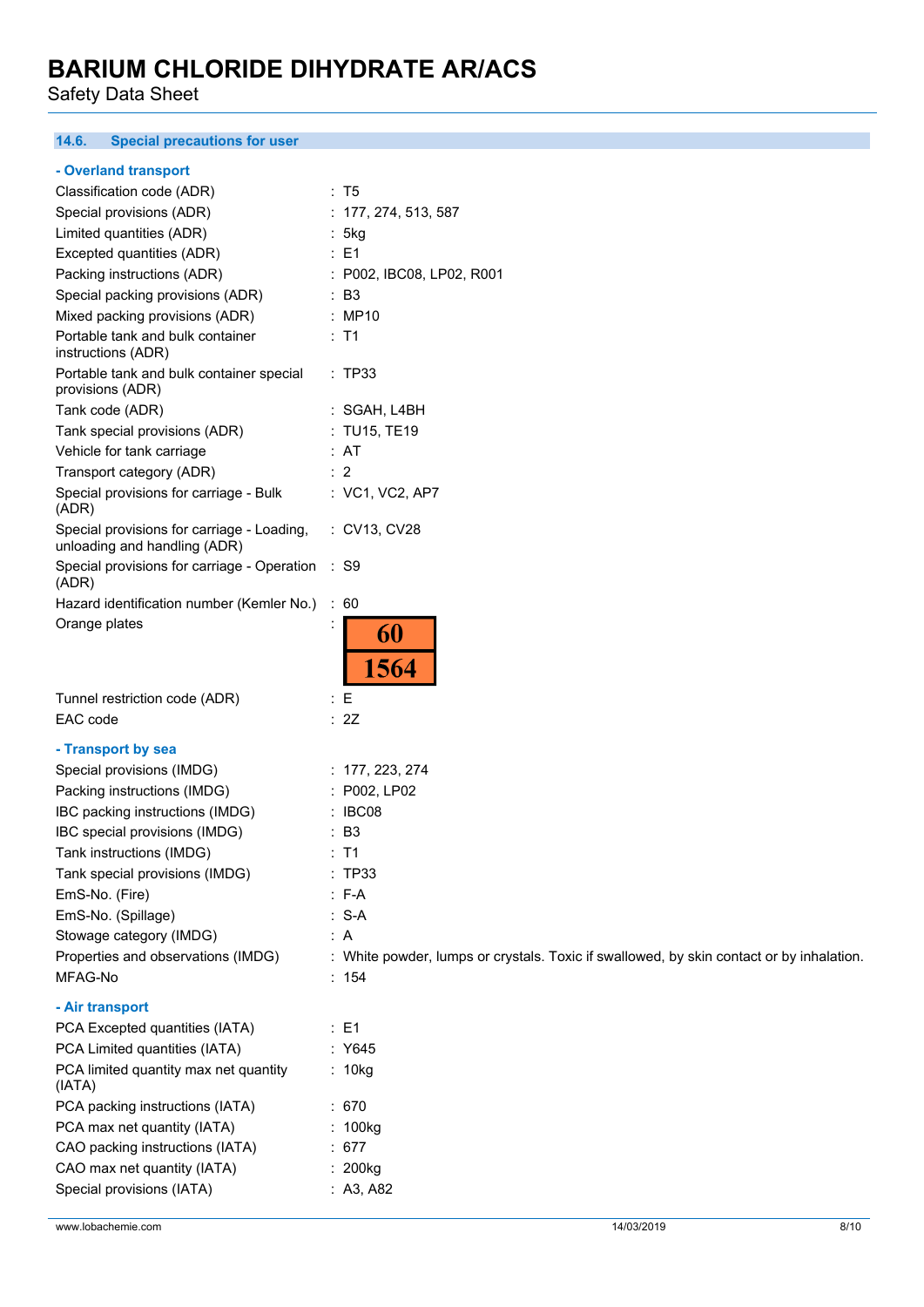### 14.6. Special precautions for user

**- Overland transport**

| | |
|---|---|
| Classification code (ADR) | : T5 |
| Special provisions (ADR) | : 177, 274, 513, 587 |
| Limited quantities (ADR) | : 5kg |
| Excepted quantities (ADR) | : E1 |
| Packing instructions (ADR) | : P002, IBC08, LP02, R001 |
| Special packing provisions (ADR) | : B3 |
| Mixed packing provisions (ADR) | : MP10 |
| Portable tank and bulk container instructions (ADR) | : T1 |
| Portable tank and bulk container special provisions (ADR) | : TP33 |
| Tank code (ADR) | : SGAH, L4BH |
| Tank special provisions (ADR) | : TU15, TE19 |
| Vehicle for tank carriage | : AT |
| Transport category (ADR) | : 2 |
| Special provisions for carriage - Bulk (ADR) | : VC1, VC2, AP7 |
| Special provisions for carriage - Loading, unloading and handling (ADR) | : CV13, CV28 |
| Special provisions for carriage - Operation (ADR) | : S9 |
| Hazard identification number (Kemler No.) | : 60 |
| Orange plates | : 60 / 1564 |
| Tunnel restriction code (ADR) | : E |
| EAC code | : 2Z |

**- Transport by sea**

| | |
|---|---|
| Special provisions (IMDG) | : 177, 223, 274 |
| Packing instructions (IMDG) | : P002, LP02 |
| IBC packing instructions (IMDG) | : IBC08 |
| IBC special provisions (IMDG) | : B3 |
| Tank instructions (IMDG) | : T1 |
| Tank special provisions (IMDG) | : TP33 |
| EmS-No. (Fire) | : F-A |
| EmS-No. (Spillage) | : S-A |
| Stowage category (IMDG) | : A |
| Properties and observations (IMDG) | : White powder, lumps or crystals. Toxic if swallowed, by skin contact or by inhalation. |
| MFAG-No | : 154 |

**- Air transport**

| | |
|---|---|
| PCA Excepted quantities (IATA) | : E1 |
| PCA Limited quantities (IATA) | : Y645 |
| PCA limited quantity max net quantity (IATA) | : 10kg |
| PCA packing instructions (IATA) | : 670 |
| PCA max net quantity (IATA) | : 100kg |
| CAO packing instructions (IATA) | : 677 |
| CAO max net quantity (IATA) | : 200kg |
| Special provisions (IATA) | : A3, A82 |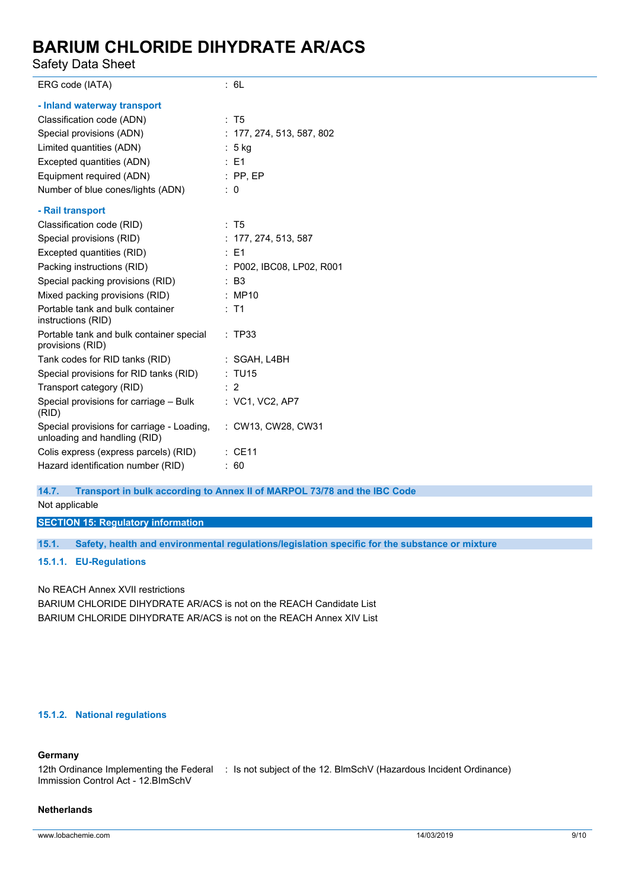| | |
|---|---|
| ERG code (IATA) | : 6L |

**- Inland waterway transport**

| | |
|---|---|
| Classification code (ADN) | : T5 |
| Special provisions (ADN) | : 177, 274, 513, 587, 802 |
| Limited quantities (ADN) | : 5 kg |
| Excepted quantities (ADN) | : E1 |
| Equipment required (ADN) | : PP, EP |
| Number of blue cones/lights (ADN) | : 0 |

**- Rail transport**

| | |
|---|---|
| Classification code (RID) | : T5 |
| Special provisions (RID) | : 177, 274, 513, 587 |
| Excepted quantities (RID) | : E1 |
| Packing instructions (RID) | : P002, IBC08, LP02, R001 |
| Special packing provisions (RID) | : B3 |
| Mixed packing provisions (RID) | : MP10 |
| Portable tank and bulk container instructions (RID) | : T1 |
| Portable tank and bulk container special provisions (RID) | : TP33 |
| Tank codes for RID tanks (RID) | : SGAH, L4BH |
| Special provisions for RID tanks (RID) | : TU15 |
| Transport category (RID) | : 2 |
| Special provisions for carriage – Bulk (RID) | : VC1, VC2, AP7 |
| Special provisions for carriage - Loading, unloading and handling (RID) | : CW13, CW28, CW31 |
| Colis express (express parcels) (RID) | : CE11 |
| Hazard identification number (RID) | : 60 |

### 14.7. Transport in bulk according to Annex II of MARPOL 73/78 and the IBC Code

Not applicable

## SECTION 15: Regulatory information

### 15.1. Safety, health and environmental regulations/legislation specific for the substance or mixture

#### 15.1.1. EU-Regulations

No REACH Annex XVII restrictions

BARIUM CHLORIDE DIHYDRATE AR/ACS is not on the REACH Candidate List

BARIUM CHLORIDE DIHYDRATE AR/ACS is not on the REACH Annex XIV List

#### 15.1.2. National regulations

**Germany**

| | |
|---|---|
| 12th Ordinance Implementing the Federal Immission Control Act - 12.BImSchV | : Is not subject of the 12. BlmSchV (Hazardous Incident Ordinance) |

**Netherlands**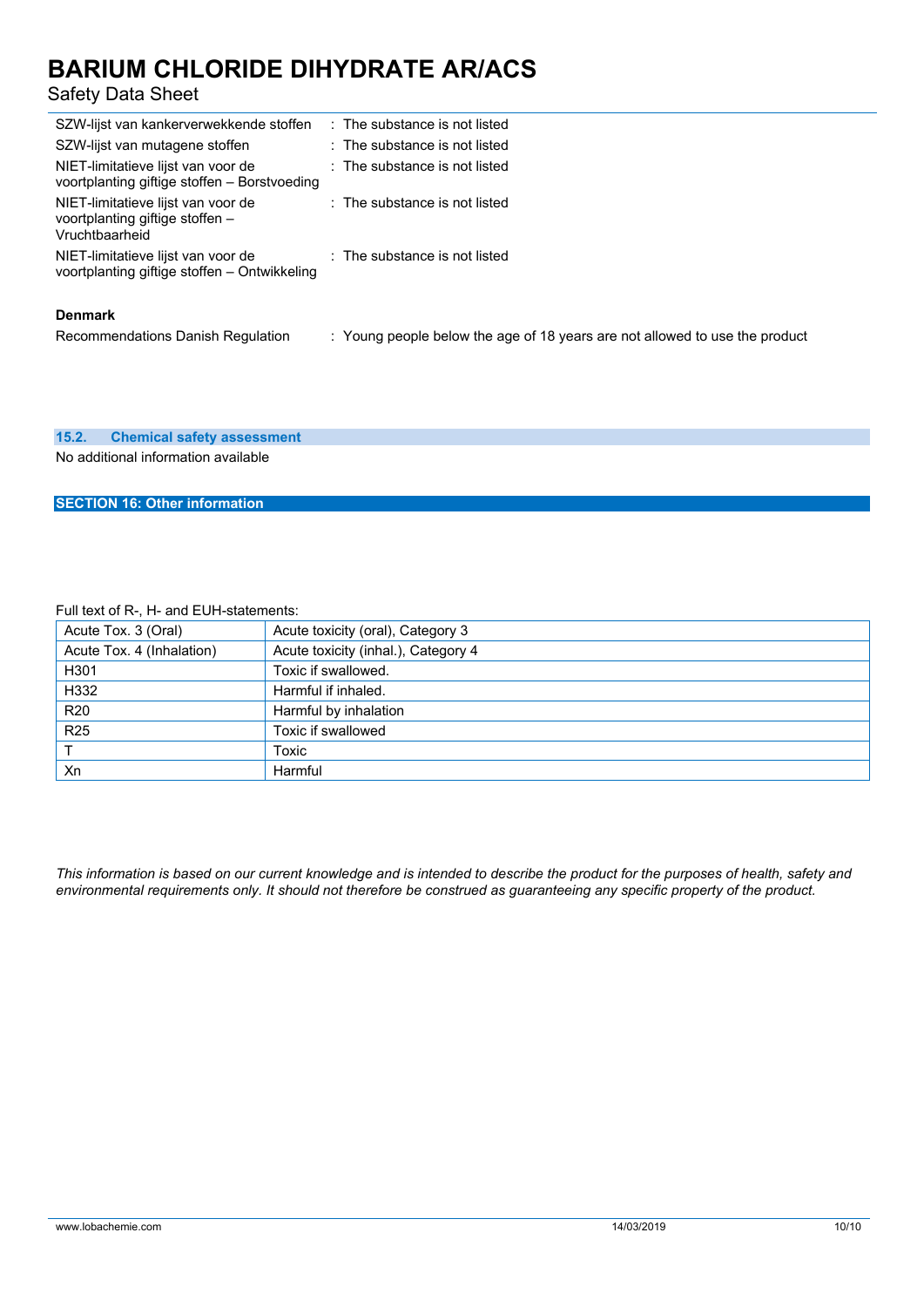| | |
|---|---|
| SZW-lijst van kankerverwekkende stoffen | : The substance is not listed |
| SZW-lijst van mutagene stoffen | : The substance is not listed |
| NIET-limitatieve lijst van voor de voortplanting giftige stoffen – Borstvoeding | : The substance is not listed |
| NIET-limitatieve lijst van voor de voortplanting giftige stoffen – Vruchtbaarheid | : The substance is not listed |
| NIET-limitatieve lijst van voor de voortplanting giftige stoffen – Ontwikkeling | : The substance is not listed |

**Denmark**

| | |
|---|---|
| Recommendations Danish Regulation | : Young people below the age of 18 years are not allowed to use the product |

### 15.2. Chemical safety assessment

No additional information available

## SECTION 16: Other information

Full text of R-, H- and EUH-statements:

| | |
|---|---|
| Acute Tox. 3 (Oral) | Acute toxicity (oral), Category 3 |
| Acute Tox. 4 (Inhalation) | Acute toxicity (inhal.), Category 4 |
| H301 | Toxic if swallowed. |
| H332 | Harmful if inhaled. |
| R20 | Harmful by inhalation |
| R25 | Toxic if swallowed |
| T | Toxic |
| Xn | Harmful |

*This information is based on our current knowledge and is intended to describe the product for the purposes of health, safety and environmental requirements only. It should not therefore be construed as guaranteeing any specific property of the product.*